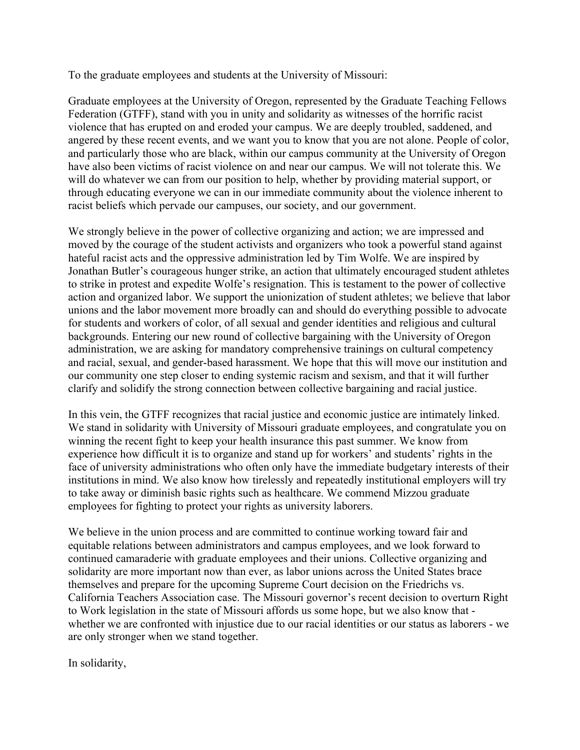To the graduate employees and students at the University of Missouri:

Graduate employees at the University of Oregon, represented by the Graduate Teaching Fellows Federation (GTFF), stand with you in unity and solidarity as witnesses of the horrific racist violence that has erupted on and eroded your campus. We are deeply troubled, saddened, and angered by these recent events, and we want you to know that you are not alone. People of color, and particularly those who are black, within our campus community at the University of Oregon have also been victims of racist violence on and near our campus. We will not tolerate this. We will do whatever we can from our position to help, whether by providing material support, or through educating everyone we can in our immediate community about the violence inherent to racist beliefs which pervade our campuses, our society, and our government.

We strongly believe in the power of collective organizing and action; we are impressed and moved by the courage of the student activists and organizers who took a powerful stand against hateful racist acts and the oppressive administration led by Tim Wolfe. We are inspired by Jonathan Butler's courageous hunger strike, an action that ultimately encouraged student athletes to strike in protest and expedite Wolfe's resignation. This is testament to the power of collective action and organized labor. We support the unionization of student athletes; we believe that labor unions and the labor movement more broadly can and should do everything possible to advocate for students and workers of color, of all sexual and gender identities and religious and cultural backgrounds. Entering our new round of collective bargaining with the University of Oregon administration, we are asking for mandatory comprehensive trainings on cultural competency and racial, sexual, and gender-based harassment. We hope that this will move our institution and our community one step closer to ending systemic racism and sexism, and that it will further clarify and solidify the strong connection between collective bargaining and racial justice.

In this vein, the GTFF recognizes that racial justice and economic justice are intimately linked. We stand in solidarity with University of Missouri graduate employees, and congratulate you on winning the recent fight to keep your health insurance this past summer. We know from experience how difficult it is to organize and stand up for workers' and students' rights in the face of university administrations who often only have the immediate budgetary interests of their institutions in mind. We also know how tirelessly and repeatedly institutional employers will try to take away or diminish basic rights such as healthcare. We commend Mizzou graduate employees for fighting to protect your rights as university laborers.

We believe in the union process and are committed to continue working toward fair and equitable relations between administrators and campus employees, and we look forward to continued camaraderie with graduate employees and their unions. Collective organizing and solidarity are more important now than ever, as labor unions across the United States brace themselves and prepare for the upcoming Supreme Court decision on the Friedrichs vs. California Teachers Association case. The Missouri governor's recent decision to overturn Right to Work legislation in the state of Missouri affords us some hope, but we also know that - whether we are confronted with injustice due to our racial identities or our status as laborers - we are only stronger when we stand together.

In solidarity,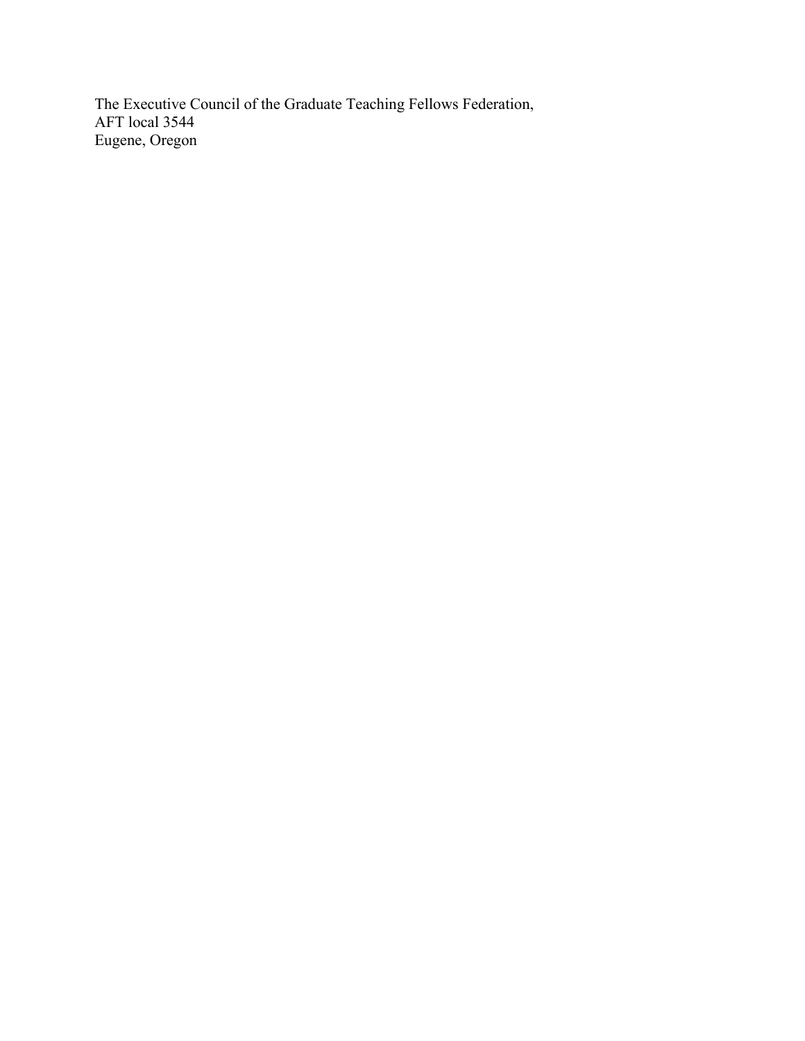The Executive Council of the Graduate Teaching Fellows Federation,
AFT local 3544
Eugene, Oregon